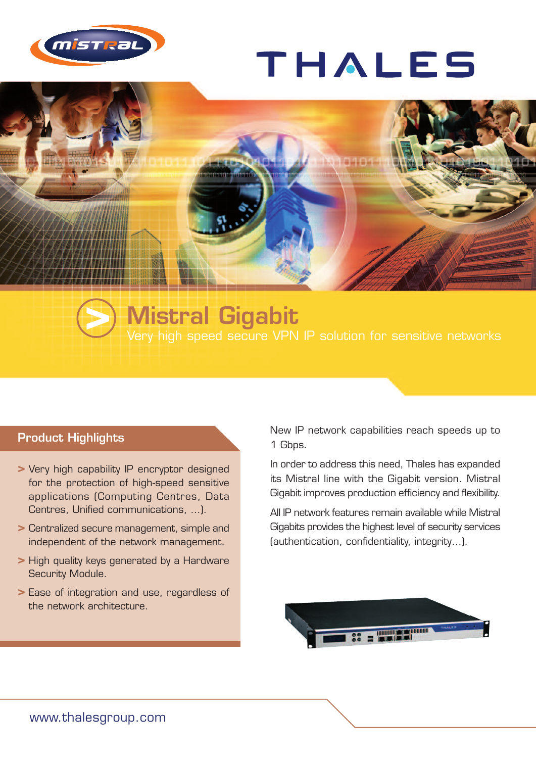# Mistral Gigabit

Very high speed secure VPN IP solution for sensitive networks

## Product Highlights

- > Very high capability IP encryptor designed for the protection of high-speed sensitive applications (Computing Centres, Data Centres, Unified communications, …).
- > Centralized secure management, simple and independent of the network management.
- > High quality keys generated by a Hardware Security Module.
- > Ease of integration and use, regardless of the network architecture.

New IP network capabilities reach speeds up to 1 Gbps.

In order to address this need, Thales has expanded its Mistral line with the Gigabit version. Mistral Gigabit improves production efficiency and flexibility.

All IP network features remain available while Mistral Gigabits provides the highest level of security services (authentication, confidentiality, integrity…).

www.thalesgroup.com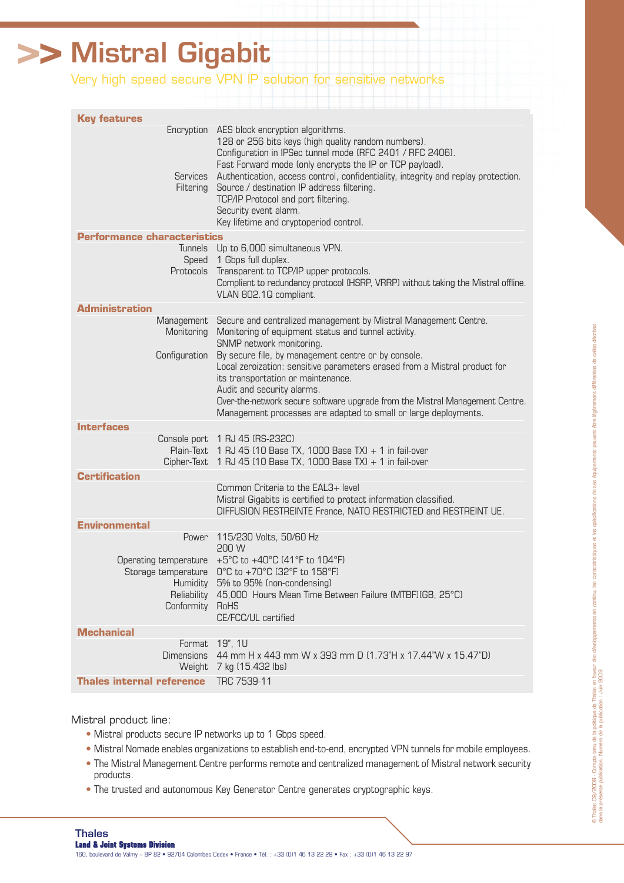# >> Mistral Gigabit

Very high speed secure VPN IP solution for sensitive networks

| | | |
|---|---|---|
| **Key features** | | |
| | Encryption | AES block encryption algorithms.<br>128 or 256 bits keys (high quality random numbers).<br>Configuration in IPSec tunnel mode (RFC 2401 / RFC 2406).<br>Fast Forward mode (only encrypts the IP or TCP payload). |
| | Services | Authentication, access control, confidentiality, integrity and replay protection. |
| | Filtering | Source / destination IP address filtering.<br>TCP/IP Protocol and port filtering.<br>Security event alarm.<br>Key lifetime and cryptoperiod control. |
| **Performance characteristics** | | |
| | Tunnels | Up to 6,000 simultaneous VPN. |
| | Speed | 1 Gbps full duplex. |
| | Protocols | Transparent to TCP/IP upper protocols.<br>Compliant to redundancy protocol (HSRP, VRRP) without taking the Mistral offline.<br>VLAN 802.1Q compliant. |
| **Administration** | | |
| | Management | Secure and centralized management by Mistral Management Centre. |
| | Monitoring | Monitoring of equipment status and tunnel activity.<br>SNMP network monitoring. |
| | Configuration | By secure file, by management centre or by console.<br>Local zeroization: sensitive parameters erased from a Mistral product for its transportation or maintenance.<br>Audit and security alarms.<br>Over-the-network secure software upgrade from the Mistral Management Centre.<br>Management processes are adapted to small or large deployments. |
| **Interfaces** | | |
| | Console port | 1 RJ 45 (RS-232C) |
| | Plain-Text | 1 RJ 45 (10 Base TX, 1000 Base TX) + 1 in fail-over |
| | Cipher-Text | 1 RJ 45 (10 Base TX, 1000 Base TX) + 1 in fail-over |
| **Certification** | | |
| | | Common Criteria to the EAL3+ level<br>Mistral Gigabits is certified to protect information classified.<br>DIFFUSION RESTREINTE France, NATO RESTRICTED and RESTREINT UE. |
| **Environmental** | | |
| | Power | 115/230 Volts, 50/60 Hz<br>200 W |
| | Operating temperature | +5°C to +40°C (41°F to 104°F) |
| | Storage temperature | 0°C to +70°C (32°F to 158°F) |
| | Humidity | 5% to 95% (non-condensing) |
| | Reliability | 45,000 Hours Mean Time Between Failure (MTBF)(GB, 25°C) |
| | Conformity | RoHS<br>CE/FCC/UL certified |
| **Mechanical** | | |
| | Format | 19", 1U |
| | Dimensions | 44 mm H x 443 mm W x 393 mm D (1.73"H x 17.44"W x 15.47"D) |
| | Weight | 7 kg (15.432 lbs) |
| **Thales internal reference** | | TRC 7539-11 |

Mistral product line:

- Mistral products secure IP networks up to 1 Gbps speed.
- Mistral Nomade enables organizations to establish end-to-end, encrypted VPN tunnels for mobile employees.
- The Mistral Management Centre performs remote and centralized management of Mistral network security products.
- The trusted and autonomous Key Generator Centre generates cryptographic keys.

**Thales**
**Land & Joint Systems Division**
160, boulevard de Valmy – BP 82 • 92704 Colombes Cedex • France • Tél. : +33 (0)1 46 13 22 29 • Fax : +33 (0)1 46 13 22 97

© Thales 09/2009 - Compte tenu de la politique de Thales en faveur des développements en continu, les caractéristiques et les spécifications de ses équipements peuvent être légèrement différentes de celles décrites dans la présente publication. Numéro de la publication : Juin 2009